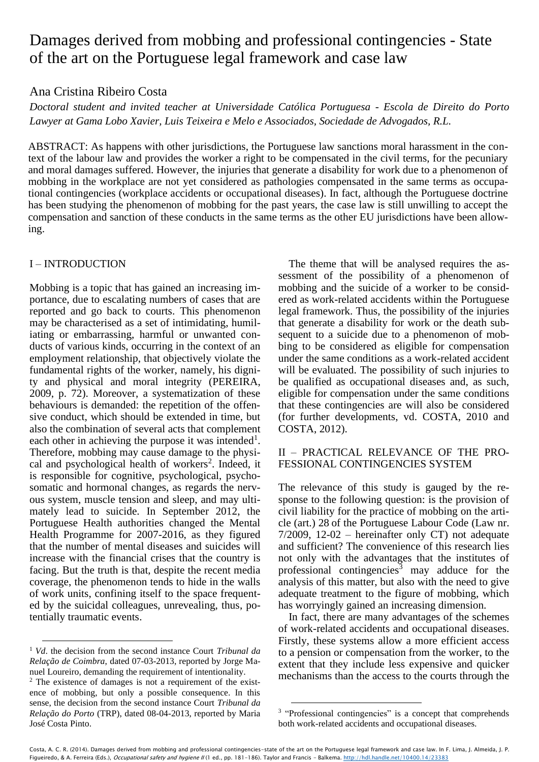# Damages derived from mobbing and professional contingencies - State of the art on the Portuguese legal framework and case law

Ana Cristina Ribeiro Costa

*Doctoral student and invited teacher at Universidade Católica Portuguesa - Escola de Direito do Porto*
*Lawyer at Gama Lobo Xavier, Luis Teixeira e Melo e Associados, Sociedade de Advogados, R.L.*

ABSTRACT: As happens with other jurisdictions, the Portuguese law sanctions moral harassment in the context of the labour law and provides the worker a right to be compensated in the civil terms, for the pecuniary and moral damages suffered. However, the injuries that generate a disability for work due to a phenomenon of mobbing in the workplace are not yet considered as pathologies compensated in the same terms as occupational contingencies (workplace accidents or occupational diseases). In fact, although the Portuguese doctrine has been studying the phenomenon of mobbing for the past years, the case law is still unwilling to accept the compensation and sanction of these conducts in the same terms as the other EU jurisdictions have been allowing.

## I – INTRODUCTION

Mobbing is a topic that has gained an increasing importance, due to escalating numbers of cases that are reported and go back to courts. This phenomenon may be characterised as a set of intimidating, humiliating or embarrassing, harmful or unwanted conducts of various kinds, occurring in the context of an employment relationship, that objectively violate the fundamental rights of the worker, namely, his dignity and physical and moral integrity (PEREIRA, 2009, p. 72). Moreover, a systematization of these behaviours is demanded: the repetition of the offensive conduct, which should be extended in time, but also the combination of several acts that complement each other in achieving the purpose it was intended[1]. Therefore, mobbing may cause damage to the physical and psychological health of workers[2]. Indeed, it is responsible for cognitive, psychological, psychosomatic and hormonal changes, as regards the nervous system, muscle tension and sleep, and may ultimately lead to suicide. In September 2012, the Portuguese Health authorities changed the Mental Health Programme for 2007-2016, as they figured that the number of mental diseases and suicides will increase with the financial crises that the country is facing. But the truth is that, despite the recent media coverage, the phenomenon tends to hide in the walls of work units, confining itself to the space frequented by the suicidal colleagues, unrevealing, thus, potentially traumatic events.

The theme that will be analysed requires the assessment of the possibility of a phenomenon of mobbing and the suicide of a worker to be considered as work-related accidents within the Portuguese legal framework. Thus, the possibility of the injuries that generate a disability for work or the death subsequent to a suicide due to a phenomenon of mobbing to be considered as eligible for compensation under the same conditions as a work-related accident will be evaluated. The possibility of such injuries to be qualified as occupational diseases and, as such, eligible for compensation under the same conditions that these contingencies are will also be considered (for further developments, vd. COSTA, 2010 and COSTA, 2012).

## II – PRACTICAL RELEVANCE OF THE PROFESSIONAL CONTINGENCIES SYSTEM

The relevance of this study is gauged by the response to the following question: is the provision of civil liability for the practice of mobbing on the article (art.) 28 of the Portuguese Labour Code (Law nr. 7/2009, 12-02 – hereinafter only CT) not adequate and sufficient? The convenience of this research lies not only with the advantages that the institutes of professional contingencies[3] may adduce for the analysis of this matter, but also with the need to give adequate treatment to the figure of mobbing, which has worryingly gained an increasing dimension.

In fact, there are many advantages of the schemes of work-related accidents and occupational diseases. Firstly, these systems allow a more efficient access to a pension or compensation from the worker, to the extent that they include less expensive and quicker mechanisms than the access to the courts through the

---

[1] *Vd*. the decision from the second instance Court *Tribunal da Relação de Coimbra*, dated 07-03-2013, reported by Jorge Manuel Loureiro, demanding the requirement of intentionality.

[2] The existence of damages is not a requirement of the existence of mobbing, but only a possible consequence. In this sense, the decision from the second instance Court *Tribunal da Relação do Porto* (TRP), dated 08-04-2013, reported by Maria José Costa Pinto.

[3] "Professional contingencies" is a concept that comprehends both work-related accidents and occupational diseases.

Costa, A. C. R. (2014). Damages derived from mobbing and professional contingencies-state of the art on the Portuguese legal framework and case law. In F. Lima, J. Almeida, J. P. Figueiredo, & A. Ferreira (Eds.), *Occupational safety and hygiene II* (1 ed., pp. 181-186). Taylor and Francis - Balkema. http://hdl.handle.net/10400.14/23383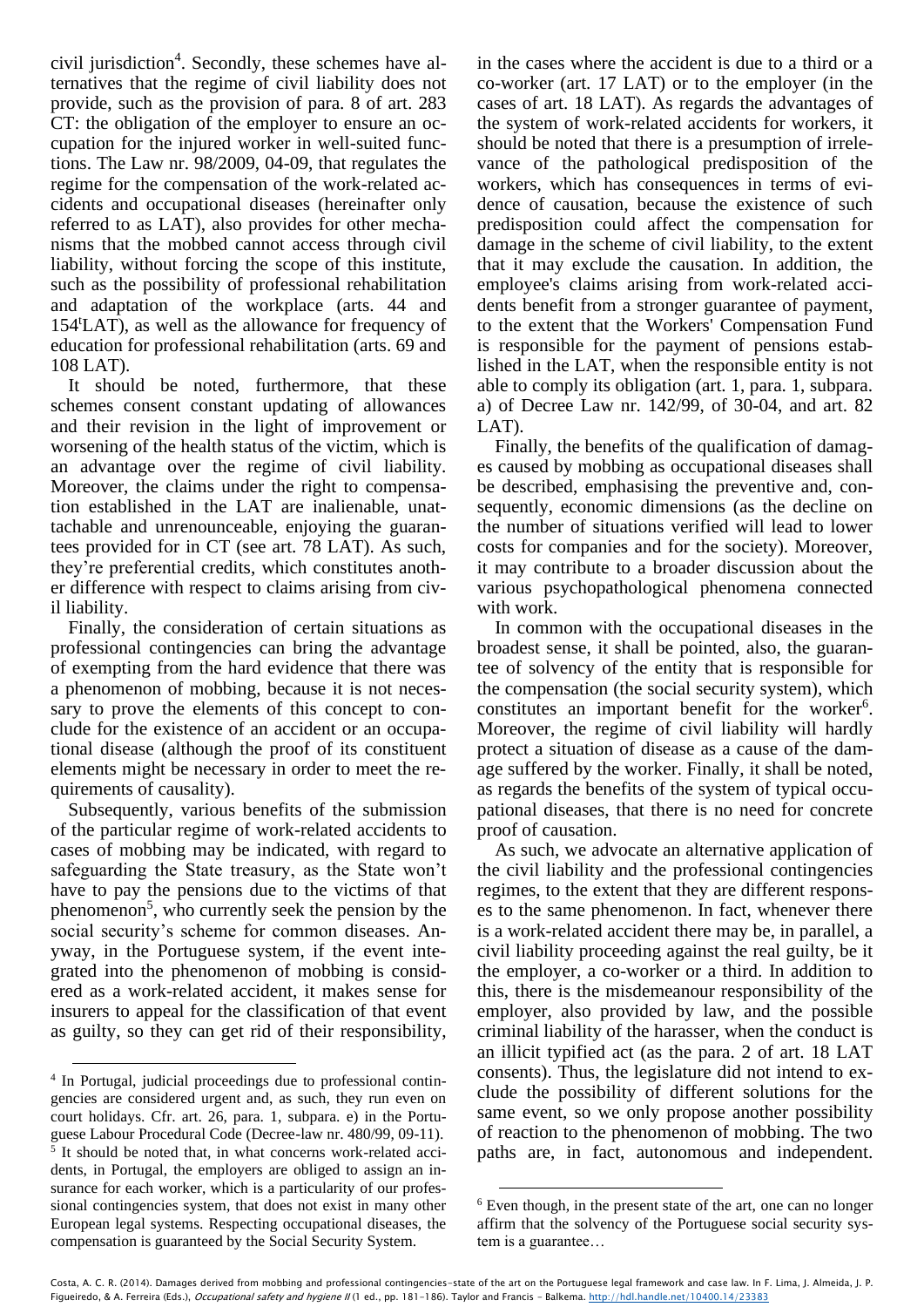civil jurisdiction[4]. Secondly, these schemes have alternatives that the regime of civil liability does not provide, such as the provision of para. 8 of art. 283 CT: the obligation of the employer to ensure an occupation for the injured worker in well-suited functions. The Law nr. 98/2009, 04-09, that regulates the regime for the compensation of the work-related accidents and occupational diseases (hereinafter only referred to as LAT), also provides for other mechanisms that the mobbed cannot access through civil liability, without forcing the scope of this institute, such as the possibility of professional rehabilitation and adaptation of the workplace (arts. 44 and 154[t]LAT), as well as the allowance for frequency of education for professional rehabilitation (arts. 69 and 108 LAT).

It should be noted, furthermore, that these schemes consent constant updating of allowances and their revision in the light of improvement or worsening of the health status of the victim, which is an advantage over the regime of civil liability. Moreover, the claims under the right to compensation established in the LAT are inalienable, unattachable and unrenounceable, enjoying the guarantees provided for in CT (see art. 78 LAT). As such, they're preferential credits, which constitutes another difference with respect to claims arising from civil liability.

Finally, the consideration of certain situations as professional contingencies can bring the advantage of exempting from the hard evidence that there was a phenomenon of mobbing, because it is not necessary to prove the elements of this concept to conclude for the existence of an accident or an occupational disease (although the proof of its constituent elements might be necessary in order to meet the requirements of causality).

Subsequently, various benefits of the submission of the particular regime of work-related accidents to cases of mobbing may be indicated, with regard to safeguarding the State treasury, as the State won't have to pay the pensions due to the victims of that phenomenon[5], who currently seek the pension by the social security's scheme for common diseases. Anyway, in the Portuguese system, if the event integrated into the phenomenon of mobbing is considered as a work-related accident, it makes sense for insurers to appeal for the classification of that event as guilty, so they can get rid of their responsibility, in the cases where the accident is due to a third or a co-worker (art. 17 LAT) or to the employer (in the cases of art. 18 LAT). As regards the advantages of the system of work-related accidents for workers, it should be noted that there is a presumption of irrelevance of the pathological predisposition of the workers, which has consequences in terms of evidence of causation, because the existence of such predisposition could affect the compensation for damage in the scheme of civil liability, to the extent that it may exclude the causation. In addition, the employee's claims arising from work-related accidents benefit from a stronger guarantee of payment, to the extent that the Workers' Compensation Fund is responsible for the payment of pensions established in the LAT, when the responsible entity is not able to comply its obligation (art. 1, para. 1, subpara. a) of Decree Law nr. 142/99, of 30-04, and art. 82 LAT).

Finally, the benefits of the qualification of damages caused by mobbing as occupational diseases shall be described, emphasising the preventive and, consequently, economic dimensions (as the decline on the number of situations verified will lead to lower costs for companies and for the society). Moreover, it may contribute to a broader discussion about the various psychopathological phenomena connected with work.

In common with the occupational diseases in the broadest sense, it shall be pointed, also, the guarantee of solvency of the entity that is responsible for the compensation (the social security system), which constitutes an important benefit for the worker[6]. Moreover, the regime of civil liability will hardly protect a situation of disease as a cause of the damage suffered by the worker. Finally, it shall be noted, as regards the benefits of the system of typical occupational diseases, that there is no need for concrete proof of causation.

As such, we advocate an alternative application of the civil liability and the professional contingencies regimes, to the extent that they are different responses to the same phenomenon. In fact, whenever there is a work-related accident there may be, in parallel, a civil liability proceeding against the real guilty, be it the employer, a co-worker or a third. In addition to this, there is the misdemeanour responsibility of the employer, also provided by law, and the possible criminal liability of the harasser, when the conduct is an illicit typified act (as the para. 2 of art. 18 LAT consents). Thus, the legislature did not intend to exclude the possibility of different solutions for the same event, so we only propose another possibility of reaction to the phenomenon of mobbing. The two paths are, in fact, autonomous and independent.

---

[4] In Portugal, judicial proceedings due to professional contingencies are considered urgent and, as such, they run even on court holidays. Cfr. art. 26, para. 1, subpara. e) in the Portuguese Labour Procedural Code (Decree-law nr. 480/99, 09-11).

[5] It should be noted that, in what concerns work-related accidents, in Portugal, the employers are obliged to assign an insurance for each worker, which is a particularity of our professional contingencies system, that does not exist in many other European legal systems. Respecting occupational diseases, the compensation is guaranteed by the Social Security System.

[6] Even though, in the present state of the art, one can no longer affirm that the solvency of the Portuguese social security system is a guarantee…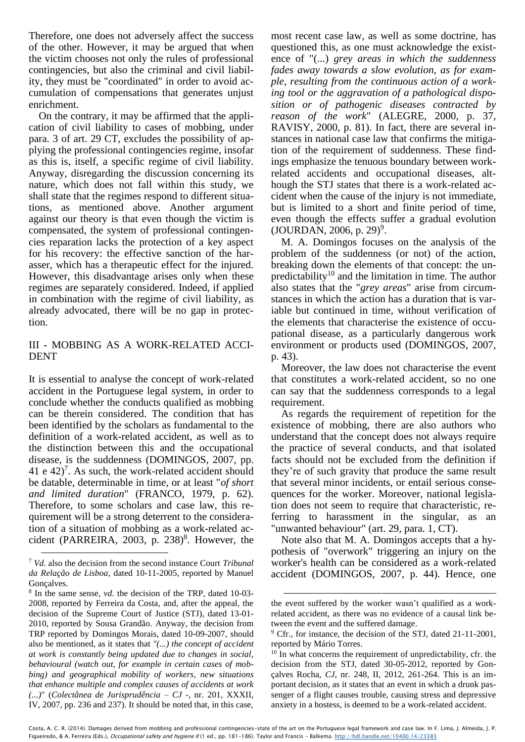Therefore, one does not adversely affect the success of the other. However, it may be argued that when the victim chooses not only the rules of professional contingencies, but also the criminal and civil liability, they must be "coordinated" in order to avoid accumulation of compensations that generates unjust enrichment.

On the contrary, it may be affirmed that the application of civil liability to cases of mobbing, under para. 3 of art. 29 CT, excludes the possibility of applying the professional contingencies regime, insofar as this is, itself, a specific regime of civil liability. Anyway, disregarding the discussion concerning its nature, which does not fall within this study, we shall state that the regimes respond to different situations, as mentioned above. Another argument against our theory is that even though the victim is compensated, the system of professional contingencies reparation lacks the protection of a key aspect for his recovery: the effective sanction of the harasser, which has a therapeutic effect for the injured. However, this disadvantage arises only when these regimes are separately considered. Indeed, if applied in combination with the regime of civil liability, as already advocated, there will be no gap in protection.

## III - MOBBING AS A WORK-RELATED ACCIDENT

It is essential to analyse the concept of work-related accident in the Portuguese legal system, in order to conclude whether the conducts qualified as mobbing can be therein considered. The condition that has been identified by the scholars as fundamental to the definition of a work-related accident, as well as to the distinction between this and the occupational disease, is the suddenness (DOMINGOS, 2007, pp. 41 e 42)[7]. As such, the work-related accident should be datable, determinable in time, or at least "*of short and limited duration*" (FRANCO, 1979, p. 62). Therefore, to some scholars and case law, this requirement will be a strong deterrent to the consideration of a situation of mobbing as a work-related accident (PARREIRA, 2003, p. 238)[8]. However, the most recent case law, as well as some doctrine, has questioned this, as one must acknowledge the existence of "(...) *grey areas in which the suddenness fades away towards a slow evolution, as for example, resulting from the continuous action of a working tool or the aggravation of a pathological disposition or of pathogenic diseases contracted by reason of the work*" (ALEGRE, 2000, p. 37, RAVISY, 2000, p. 81). In fact, there are several instances in national case law that confirms the mitigation of the requirement of suddenness. These findings emphasize the tenuous boundary between work-related accidents and occupational diseases, although the STJ states that there is a work-related accident when the cause of the injury is not immediate, but is limited to a short and finite period of time, even though the effects suffer a gradual evolution (JOURDAN, 2006, p. 29)[9].

M. A. Domingos focuses on the analysis of the problem of the suddenness (or not) of the action, breaking down the elements of that concept: the unpredictability[10] and the limitation in time. The author also states that the "*grey areas*" arise from circumstances in which the action has a duration that is variable but continued in time, without verification of the elements that characterise the existence of occupational disease, as a particularly dangerous work environment or products used (DOMINGOS, 2007, p. 43).

Moreover, the law does not characterise the event that constitutes a work-related accident, so no one can say that the suddenness corresponds to a legal requirement.

As regards the requirement of repetition for the existence of mobbing, there are also authors who understand that the concept does not always require the practice of several conducts, and that isolated facts should not be excluded from the definition if they're of such gravity that produce the same result that several minor incidents, or entail serious consequences for the worker. Moreover, national legislation does not seem to require that characteristic, referring to harassment in the singular, as an "unwanted behaviour" (art. 29, para. 1, CT).

Note also that M. A. Domingos accepts that a hypothesis of "overwork" triggering an injury on the worker's health can be considered as a work-related accident (DOMINGOS, 2007, p. 44). Hence, one

---

[7] *Vd.* also the decision from the second instance Court *Tribunal da Relação de Lisboa*, dated 10-11-2005, reported by Manuel Gonçalves.

[8] In the same sense, *vd.* the decision of the TRP, dated 10-03-2008, reported by Ferreira da Costa, and, after the appeal, the decision of the Supreme Court of Justice (STJ), dated 13-01-2010, reported by Sousa Grandão. Anyway, the decision from TRP reported by Domingos Morais, dated 10-09-2007, should also be mentioned, as it states that *"(...) the concept of accident at work is constantly being updated due to changes in social, behavioural (watch out, for example in certain cases of mobbing) and geographical mobility of workers, new situations that enhance multiple and complex causes of accidents at work (...)*" (*Colectânea de Jurisprudência – CJ* -, nr. 201, XXXII, IV, 2007, pp. 236 and 237). It should be noted that, in this case, the event suffered by the worker wasn't qualified as a work-related accident, as there was no evidence of a causal link between the event and the suffered damage.

[9] Cfr., for instance, the decision of the STJ, dated 21-11-2001, reported by Mário Torres.

[10] In what concerns the requirement of unpredictability, cfr. the decision from the STJ, dated 30-05-2012, reported by Gonçalves Rocha, *CJ*, nr. 248, II, 2012, 261-264. This is an important decision, as it states that an event in which a drunk passenger of a flight causes trouble, causing stress and depressive anxiety in a hostess, is deemed to be a work-related accident.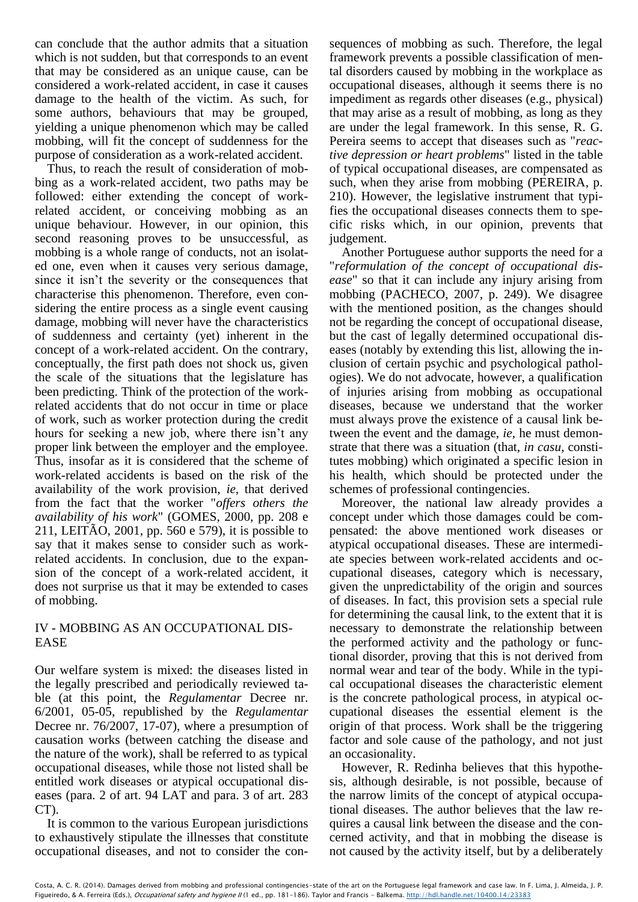can conclude that the author admits that a situation which is not sudden, but that corresponds to an event that may be considered as an unique cause, can be considered a work-related accident, in case it causes damage to the health of the victim. As such, for some authors, behaviours that may be grouped, yielding a unique phenomenon which may be called mobbing, will fit the concept of suddenness for the purpose of consideration as a work-related accident.

Thus, to reach the result of consideration of mobbing as a work-related accident, two paths may be followed: either extending the concept of work-related accident, or conceiving mobbing as an unique behaviour. However, in our opinion, this second reasoning proves to be unsuccessful, as mobbing is a whole range of conducts, not an isolated one, even when it causes very serious damage, since it isn't the severity or the consequences that characterise this phenomenon. Therefore, even considering the entire process as a single event causing damage, mobbing will never have the characteristics of suddenness and certainty (yet) inherent in the concept of a work-related accident. On the contrary, conceptually, the first path does not shock us, given the scale of the situations that the legislature has been predicting. Think of the protection of the work-related accidents that do not occur in time or place of work, such as worker protection during the credit hours for seeking a new job, where there isn't any proper link between the employer and the employee. Thus, insofar as it is considered that the scheme of work-related accidents is based on the risk of the availability of the work provision, *ie*, that derived from the fact that the worker "*offers others the availability of his work*" (GOMES, 2000, pp. 208 e 211, LEITÃO, 2001, pp. 560 e 579), it is possible to say that it makes sense to consider such as work-related accidents. In conclusion, due to the expansion of the concept of a work-related accident, it does not surprise us that it may be extended to cases of mobbing.

## IV - MOBBING AS AN OCCUPATIONAL DISEASE

Our welfare system is mixed: the diseases listed in the legally prescribed and periodically reviewed table (at this point, the *Regulamentar* Decree nr. 6/2001, 05-05, republished by the *Regulamentar* Decree nr. 76/2007, 17-07), where a presumption of causation works (between catching the disease and the nature of the work), shall be referred to as typical occupational diseases, while those not listed shall be entitled work diseases or atypical occupational diseases (para. 2 of art. 94 LAT and para. 3 of art. 283 CT).

It is common to the various European jurisdictions to exhaustively stipulate the illnesses that constitute occupational diseases, and not to consider the consequences of mobbing as such. Therefore, the legal framework prevents a possible classification of mental disorders caused by mobbing in the workplace as occupational diseases, although it seems there is no impediment as regards other diseases (e.g., physical) that may arise as a result of mobbing, as long as they are under the legal framework. In this sense, R. G. Pereira seems to accept that diseases such as "*reactive depression or heart problems*" listed in the table of typical occupational diseases, are compensated as such, when they arise from mobbing (PEREIRA, p. 210). However, the legislative instrument that typifies the occupational diseases connects them to specific risks which, in our opinion, prevents that judgement.

Another Portuguese author supports the need for a "*reformulation of the concept of occupational disease*" so that it can include any injury arising from mobbing (PACHECO, 2007, p. 249). We disagree with the mentioned position, as the changes should not be regarding the concept of occupational disease, but the cast of legally determined occupational diseases (notably by extending this list, allowing the inclusion of certain psychic and psychological pathologies). We do not advocate, however, a qualification of injuries arising from mobbing as occupational diseases, because we understand that the worker must always prove the existence of a causal link between the event and the damage, *ie*, he must demonstrate that there was a situation (that, *in casu*, constitutes mobbing) which originated a specific lesion in his health, which should be protected under the schemes of professional contingencies.

Moreover, the national law already provides a concept under which those damages could be compensated: the above mentioned work diseases or atypical occupational diseases. These are intermediate species between work-related accidents and occupational diseases, category which is necessary, given the unpredictability of the origin and sources of diseases. In fact, this provision sets a special rule for determining the causal link, to the extent that it is necessary to demonstrate the relationship between the performed activity and the pathology or functional disorder, proving that this is not derived from normal wear and tear of the body. While in the typical occupational diseases the characteristic element is the concrete pathological process, in atypical occupational diseases the essential element is the origin of that process. Work shall be the triggering factor and sole cause of the pathology, and not just an occasionality.

However, R. Redinha believes that this hypothesis, although desirable, is not possible, because of the narrow limits of the concept of atypical occupational diseases. The author believes that the law requires a causal link between the disease and the concerned activity, and that in mobbing the disease is not caused by the activity itself, but by a deliberately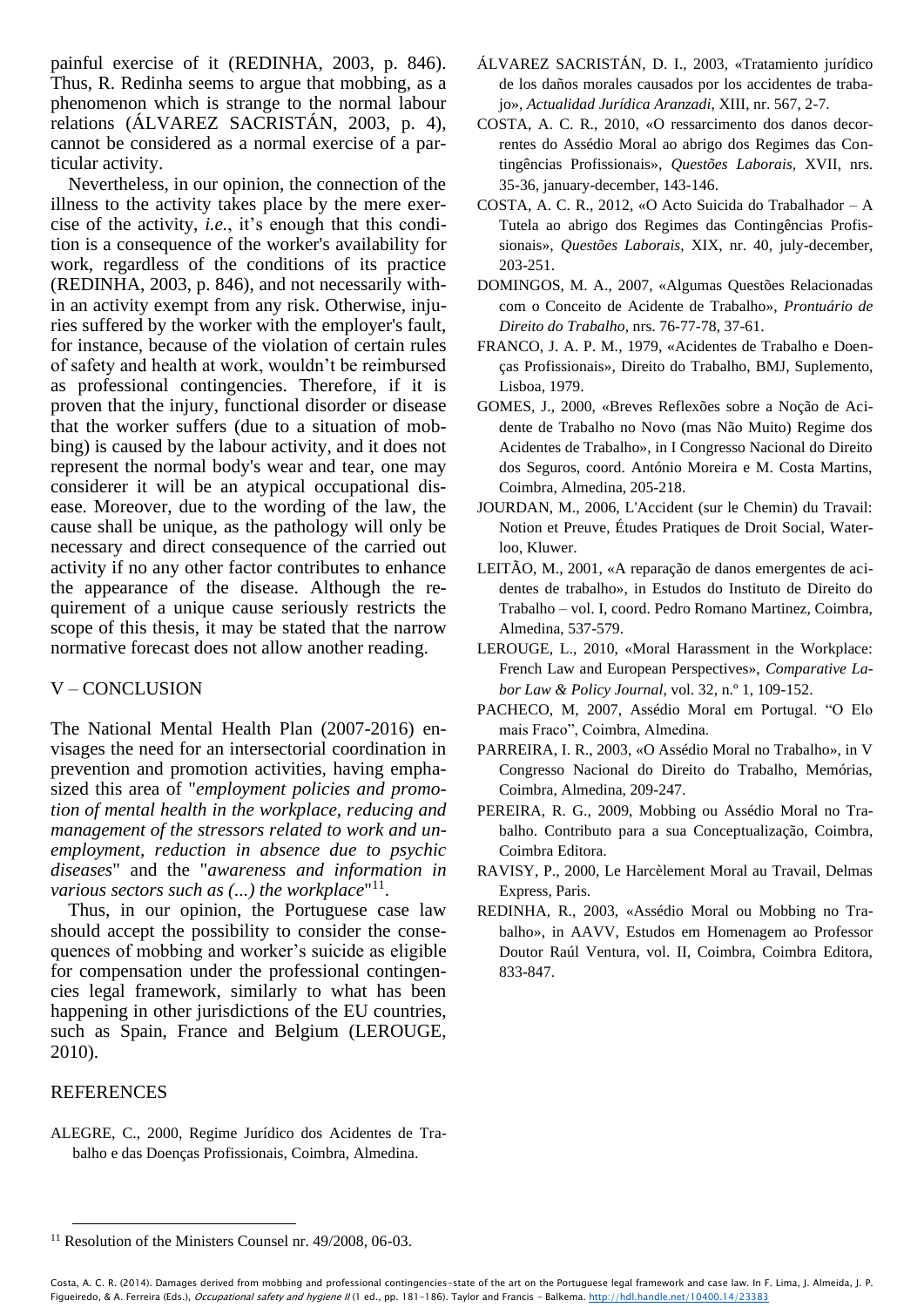painful exercise of it (REDINHA, 2003, p. 846). Thus, R. Redinha seems to argue that mobbing, as a phenomenon which is strange to the normal labour relations (ÁLVAREZ SACRISTÁN, 2003, p. 4), cannot be considered as a normal exercise of a particular activity.

Nevertheless, in our opinion, the connection of the illness to the activity takes place by the mere exercise of the activity, *i.e.*, it's enough that this condition is a consequence of the worker's availability for work, regardless of the conditions of its practice (REDINHA, 2003, p. 846), and not necessarily within an activity exempt from any risk. Otherwise, injuries suffered by the worker with the employer's fault, for instance, because of the violation of certain rules of safety and health at work, wouldn't be reimbursed as professional contingencies. Therefore, if it is proven that the injury, functional disorder or disease that the worker suffers (due to a situation of mobbing) is caused by the labour activity, and it does not represent the normal body's wear and tear, one may considerer it will be an atypical occupational disease. Moreover, due to the wording of the law, the cause shall be unique, as the pathology will only be necessary and direct consequence of the carried out activity if no any other factor contributes to enhance the appearance of the disease. Although the requirement of a unique cause seriously restricts the scope of this thesis, it may be stated that the narrow normative forecast does not allow another reading.

## V – CONCLUSION

The National Mental Health Plan (2007-2016) envisages the need for an intersectorial coordination in prevention and promotion activities, having emphasized this area of "*employment policies and promotion of mental health in the workplace, reducing and management of the stressors related to work and unemployment, reduction in absence due to psychic diseases*" and the "*awareness and information in various sectors such as (...) the workplace*"[11].

Thus, in our opinion, the Portuguese case law should accept the possibility to consider the consequences of mobbing and worker's suicide as eligible for compensation under the professional contingencies legal framework, similarly to what has been happening in other jurisdictions of the EU countries, such as Spain, France and Belgium (LEROUGE, 2010).

## REFERENCES

ALEGRE, C., 2000, Regime Jurídico dos Acidentes de Trabalho e das Doenças Profissionais, Coimbra, Almedina.

ÁLVAREZ SACRISTÁN, D. I., 2003, «Tratamiento jurídico de los daños morales causados por los accidentes de trabajo», *Actualidad Jurídica Aranzadi*, XIII, nr. 567, 2-7.

COSTA, A. C. R., 2010, «O ressarcimento dos danos decorrentes do Assédio Moral ao abrigo dos Regimes das Contingências Profissionais», *Questões Laborais*, XVII, nrs. 35-36, january-december, 143-146.

COSTA, A. C. R., 2012, «O Acto Suicida do Trabalhador – A Tutela ao abrigo dos Regimes das Contingências Profissionais», *Questões Laborais*, XIX, nr. 40, july-december, 203-251.

DOMINGOS, M. A., 2007, «Algumas Questões Relacionadas com o Conceito de Acidente de Trabalho», *Prontuário de Direito do Trabalho*, nrs. 76-77-78, 37-61.

FRANCO, J. A. P. M., 1979, «Acidentes de Trabalho e Doenças Profissionais», Direito do Trabalho, BMJ, Suplemento, Lisboa, 1979.

GOMES, J., 2000, «Breves Reflexões sobre a Noção de Acidente de Trabalho no Novo (mas Não Muito) Regime dos Acidentes de Trabalho», in I Congresso Nacional do Direito dos Seguros, coord. António Moreira e M. Costa Martins, Coimbra, Almedina, 205-218.

JOURDAN, M., 2006, L'Accident (sur le Chemin) du Travail: Notion et Preuve, Études Pratiques de Droit Social, Waterloo, Kluwer.

LEITÃO, M., 2001, «A reparação de danos emergentes de acidentes de trabalho», in Estudos do Instituto de Direito do Trabalho – vol. I, coord. Pedro Romano Martinez, Coimbra, Almedina, 537-579.

LEROUGE, L., 2010, «Moral Harassment in the Workplace: French Law and European Perspectives», *Comparative Labor Law & Policy Journal*, vol. 32, n.º 1, 109-152.

PACHECO, M, 2007, Assédio Moral em Portugal. "O Elo mais Fraco", Coimbra, Almedina.

PARREIRA, I. R., 2003, «O Assédio Moral no Trabalho», in V Congresso Nacional do Direito do Trabalho, Memórias, Coimbra, Almedina, 209-247.

PEREIRA, R. G., 2009, Mobbing ou Assédio Moral no Trabalho. Contributo para a sua Conceptualização, Coimbra, Coimbra Editora.

RAVISY, P., 2000, Le Harcèlement Moral au Travail, Delmas Express, Paris.

REDINHA, R., 2003, «Assédio Moral ou Mobbing no Trabalho», in AAVV, Estudos em Homenagem ao Professor Doutor Raúl Ventura, vol. II, Coimbra, Coimbra Editora, 833-847.

[11] Resolution of the Ministers Counsel nr. 49/2008, 06-03.